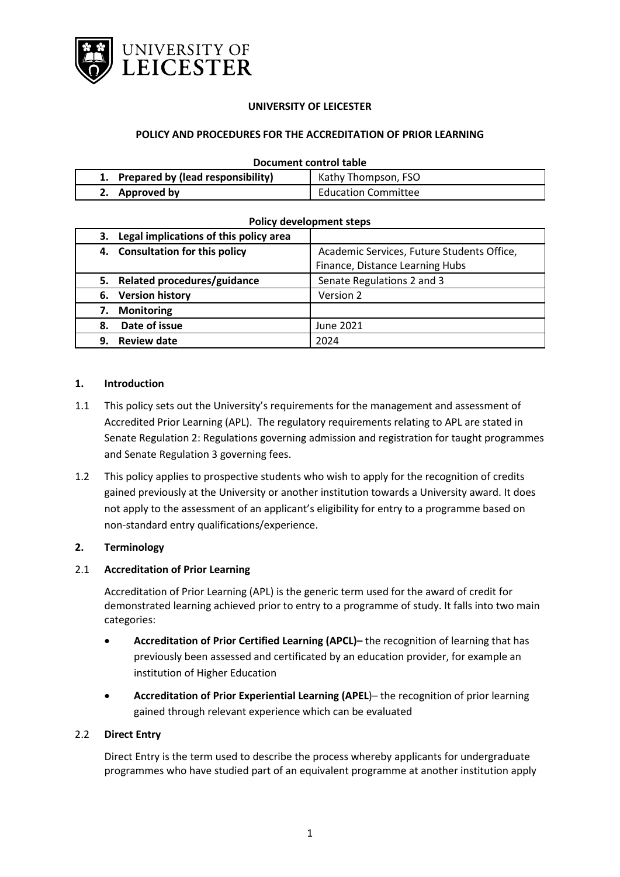UNIVERSITY OF LEICESTER

# UNIVERSITY OF LEICESTER

## POLICY AND PROCEDURES FOR THE ACCREDITATION OF PRIOR LEARNING

**Document control table**

| | |
|---|---|
| **1. Prepared by (lead responsibility)** | Kathy Thompson, FSO |
| **2. Approved by** | Education Committee |

**Policy development steps**

| | |
|---|---|
| **3. Legal implications of this policy area** | |
| **4. Consultation for this policy** | Academic Services, Future Students Office, Finance, Distance Learning Hubs |
| **5. Related procedures/guidance** | Senate Regulations 2 and 3 |
| **6. Version history** | Version 2 |
| **7. Monitoring** | |
| **8. Date of issue** | June 2021 |
| **9. Review date** | 2024 |

### 1. Introduction

1.1 This policy sets out the University's requirements for the management and assessment of Accredited Prior Learning (APL). The regulatory requirements relating to APL are stated in Senate Regulation 2: Regulations governing admission and registration for taught programmes and Senate Regulation 3 governing fees.

1.2 This policy applies to prospective students who wish to apply for the recognition of credits gained previously at the University or another institution towards a University award. It does not apply to the assessment of an applicant's eligibility for entry to a programme based on non-standard entry qualifications/experience.

### 2. Terminology

2.1 **Accreditation of Prior Learning**

Accreditation of Prior Learning (APL) is the generic term used for the award of credit for demonstrated learning achieved prior to entry to a programme of study. It falls into two main categories:

- **Accreditation of Prior Certified Learning (APCL)–** the recognition of learning that has previously been assessed and certificated by an education provider, for example an institution of Higher Education
- **Accreditation of Prior Experiential Learning (APEL**)– the recognition of prior learning gained through relevant experience which can be evaluated

2.2 **Direct Entry**

Direct Entry is the term used to describe the process whereby applicants for undergraduate programmes who have studied part of an equivalent programme at another institution apply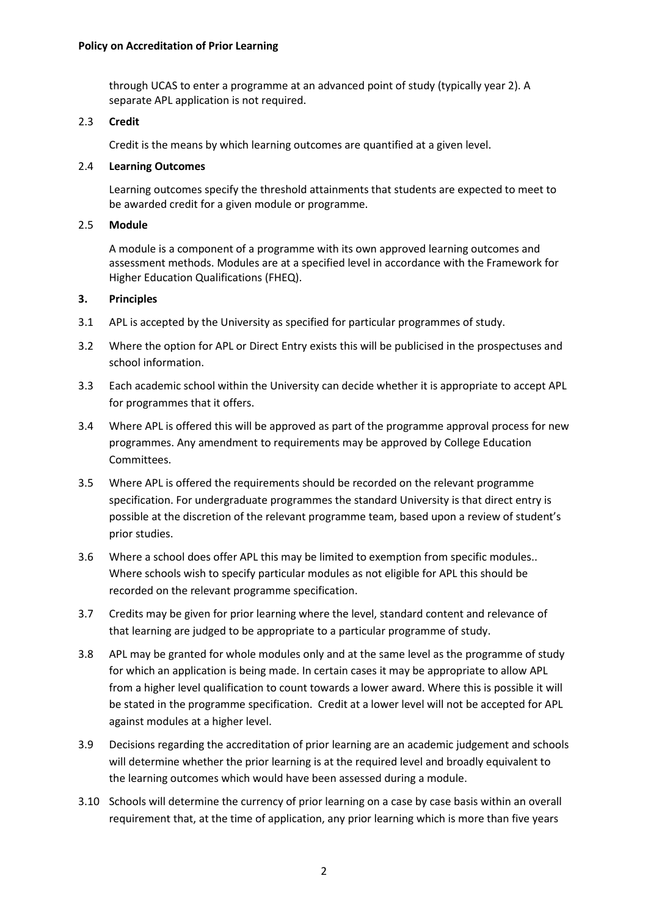through UCAS to enter a programme at an advanced point of study (typically year 2). A separate APL application is not required.

2.3 **Credit**

Credit is the means by which learning outcomes are quantified at a given level.

2.4 **Learning Outcomes**

Learning outcomes specify the threshold attainments that students are expected to meet to be awarded credit for a given module or programme.

2.5 **Module**

A module is a component of a programme with its own approved learning outcomes and assessment methods. Modules are at a specified level in accordance with the Framework for Higher Education Qualifications (FHEQ).

## 3. Principles

3.1 APL is accepted by the University as specified for particular programmes of study.

3.2 Where the option for APL or Direct Entry exists this will be publicised in the prospectuses and school information.

3.3 Each academic school within the University can decide whether it is appropriate to accept APL for programmes that it offers.

3.4 Where APL is offered this will be approved as part of the programme approval process for new programmes. Any amendment to requirements may be approved by College Education Committees.

3.5 Where APL is offered the requirements should be recorded on the relevant programme specification. For undergraduate programmes the standard University is that direct entry is possible at the discretion of the relevant programme team, based upon a review of student's prior studies.

3.6 Where a school does offer APL this may be limited to exemption from specific modules.. Where schools wish to specify particular modules as not eligible for APL this should be recorded on the relevant programme specification.

3.7 Credits may be given for prior learning where the level, standard content and relevance of that learning are judged to be appropriate to a particular programme of study.

3.8 APL may be granted for whole modules only and at the same level as the programme of study for which an application is being made. In certain cases it may be appropriate to allow APL from a higher level qualification to count towards a lower award. Where this is possible it will be stated in the programme specification. Credit at a lower level will not be accepted for APL against modules at a higher level.

3.9 Decisions regarding the accreditation of prior learning are an academic judgement and schools will determine whether the prior learning is at the required level and broadly equivalent to the learning outcomes which would have been assessed during a module.

3.10 Schools will determine the currency of prior learning on a case by case basis within an overall requirement that, at the time of application, any prior learning which is more than five years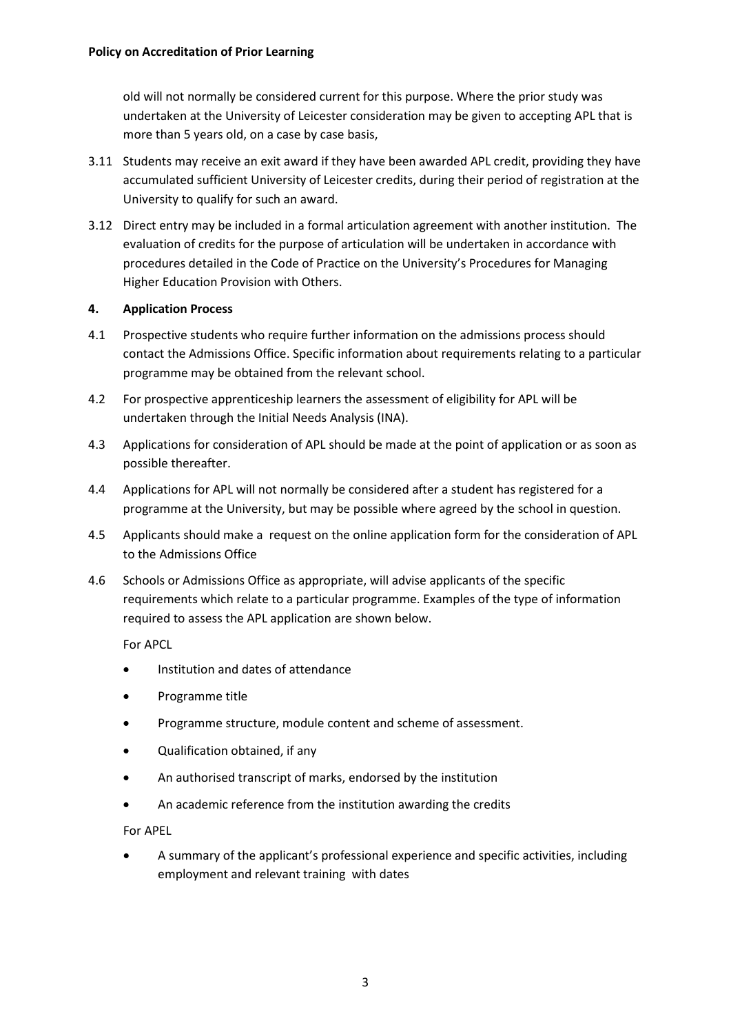old will not normally be considered current for this purpose. Where the prior study was undertaken at the University of Leicester consideration may be given to accepting APL that is more than 5 years old, on a case by case basis,

3.11 Students may receive an exit award if they have been awarded APL credit, providing they have accumulated sufficient University of Leicester credits, during their period of registration at the University to qualify for such an award.

3.12 Direct entry may be included in a formal articulation agreement with another institution. The evaluation of credits for the purpose of articulation will be undertaken in accordance with procedures detailed in the Code of Practice on the University's Procedures for Managing Higher Education Provision with Others.

## 4. Application Process

4.1 Prospective students who require further information on the admissions process should contact the Admissions Office. Specific information about requirements relating to a particular programme may be obtained from the relevant school.

4.2 For prospective apprenticeship learners the assessment of eligibility for APL will be undertaken through the Initial Needs Analysis (INA).

4.3 Applications for consideration of APL should be made at the point of application or as soon as possible thereafter.

4.4 Applications for APL will not normally be considered after a student has registered for a programme at the University, but may be possible where agreed by the school in question.

4.5 Applicants should make a request on the online application form for the consideration of APL to the Admissions Office

4.6 Schools or Admissions Office as appropriate, will advise applicants of the specific requirements which relate to a particular programme. Examples of the type of information required to assess the APL application are shown below.

For APCL

- Institution and dates of attendance
- Programme title
- Programme structure, module content and scheme of assessment.
- Qualification obtained, if any
- An authorised transcript of marks, endorsed by the institution
- An academic reference from the institution awarding the credits

For APEL

- A summary of the applicant's professional experience and specific activities, including employment and relevant training with dates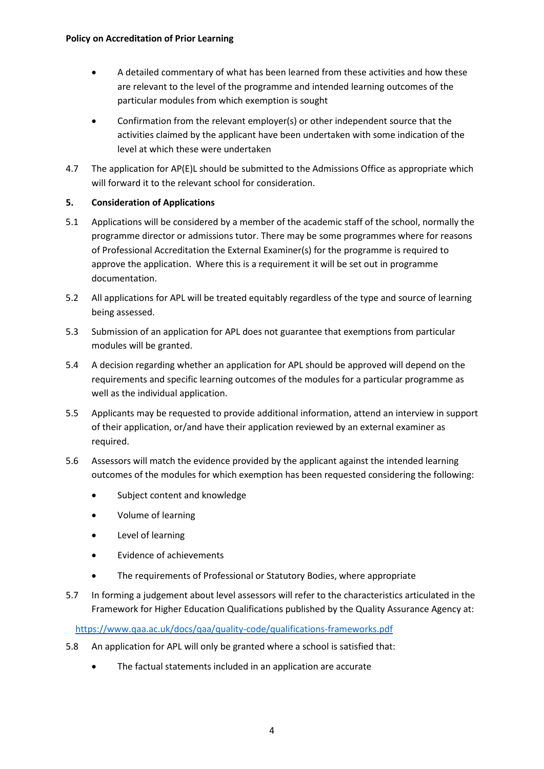- A detailed commentary of what has been learned from these activities and how these are relevant to the level of the programme and intended learning outcomes of the particular modules from which exemption is sought
- Confirmation from the relevant employer(s) or other independent source that the activities claimed by the applicant have been undertaken with some indication of the level at which these were undertaken

4.7 The application for AP(E)L should be submitted to the Admissions Office as appropriate which will forward it to the relevant school for consideration.

**5. Consideration of Applications**

5.1 Applications will be considered by a member of the academic staff of the school, normally the programme director or admissions tutor. There may be some programmes where for reasons of Professional Accreditation the External Examiner(s) for the programme is required to approve the application. Where this is a requirement it will be set out in programme documentation.

5.2 All applications for APL will be treated equitably regardless of the type and source of learning being assessed.

5.3 Submission of an application for APL does not guarantee that exemptions from particular modules will be granted.

5.4 A decision regarding whether an application for APL should be approved will depend on the requirements and specific learning outcomes of the modules for a particular programme as well as the individual application.

5.5 Applicants may be requested to provide additional information, attend an interview in support of their application, or/and have their application reviewed by an external examiner as required.

5.6 Assessors will match the evidence provided by the applicant against the intended learning outcomes of the modules for which exemption has been requested considering the following:

- Subject content and knowledge
- Volume of learning
- Level of learning
- Evidence of achievements
- The requirements of Professional or Statutory Bodies, where appropriate

5.7 In forming a judgement about level assessors will refer to the characteristics articulated in the Framework for Higher Education Qualifications published by the Quality Assurance Agency at:

[https://www.qaa.ac.uk/docs/qaa/quality-code/qualifications-frameworks.pdf](https://www.qaa.ac.uk/docs/qaa/quality-code/qualifications-frameworks.pdf)

5.8 An application for APL will only be granted where a school is satisfied that:

- The factual statements included in an application are accurate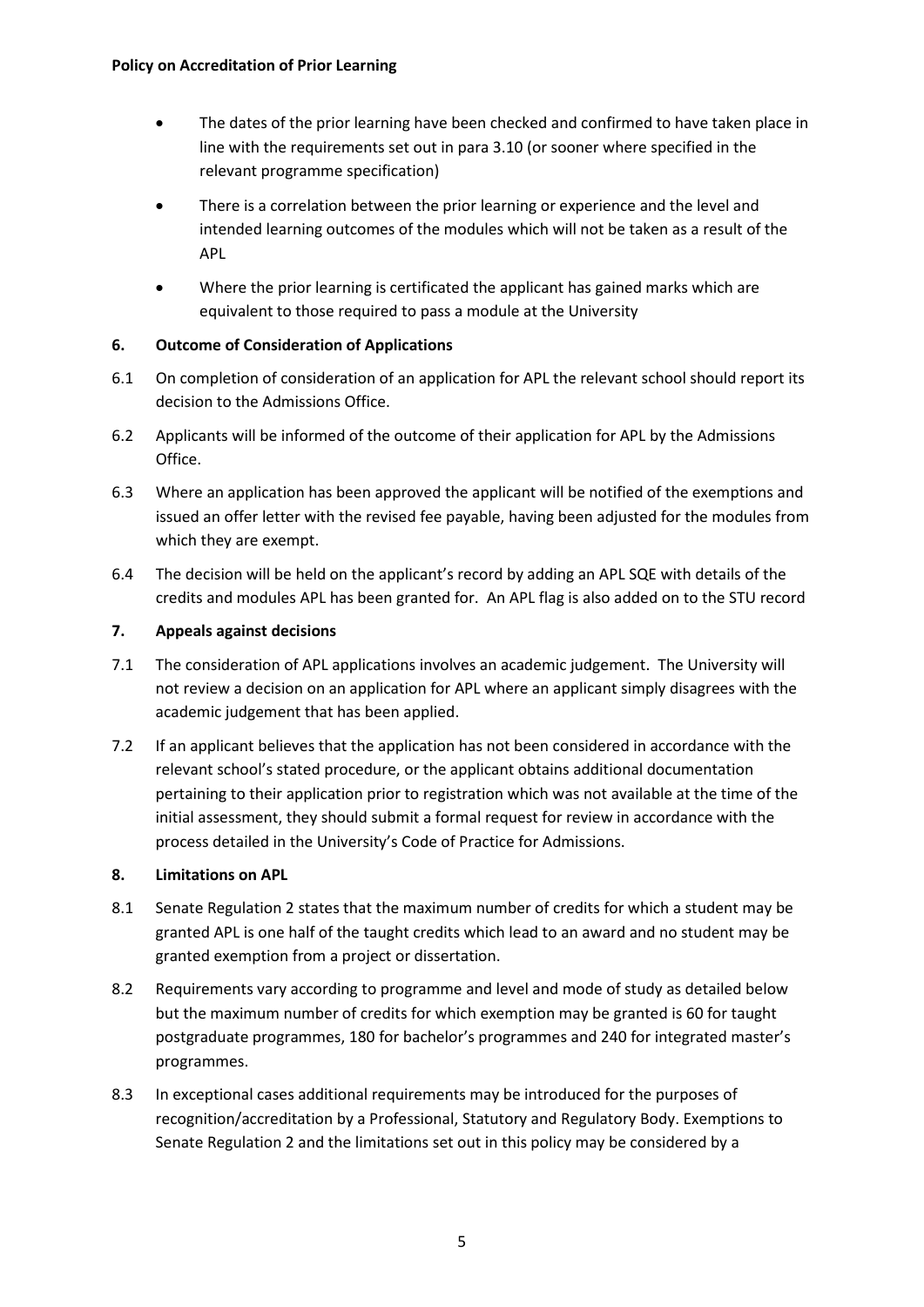- The dates of the prior learning have been checked and confirmed to have taken place in line with the requirements set out in para 3.10 (or sooner where specified in the relevant programme specification)
- There is a correlation between the prior learning or experience and the level and intended learning outcomes of the modules which will not be taken as a result of the APL
- Where the prior learning is certificated the applicant has gained marks which are equivalent to those required to pass a module at the University

## 6. Outcome of Consideration of Applications

6.1 On completion of consideration of an application for APL the relevant school should report its decision to the Admissions Office.

6.2 Applicants will be informed of the outcome of their application for APL by the Admissions Office.

6.3 Where an application has been approved the applicant will be notified of the exemptions and issued an offer letter with the revised fee payable, having been adjusted for the modules from which they are exempt.

6.4 The decision will be held on the applicant's record by adding an APL SQE with details of the credits and modules APL has been granted for. An APL flag is also added on to the STU record

## 7. Appeals against decisions

7.1 The consideration of APL applications involves an academic judgement. The University will not review a decision on an application for APL where an applicant simply disagrees with the academic judgement that has been applied.

7.2 If an applicant believes that the application has not been considered in accordance with the relevant school's stated procedure, or the applicant obtains additional documentation pertaining to their application prior to registration which was not available at the time of the initial assessment, they should submit a formal request for review in accordance with the process detailed in the University's Code of Practice for Admissions.

## 8. Limitations on APL

8.1 Senate Regulation 2 states that the maximum number of credits for which a student may be granted APL is one half of the taught credits which lead to an award and no student may be granted exemption from a project or dissertation.

8.2 Requirements vary according to programme and level and mode of study as detailed below but the maximum number of credits for which exemption may be granted is 60 for taught postgraduate programmes, 180 for bachelor's programmes and 240 for integrated master's programmes.

8.3 In exceptional cases additional requirements may be introduced for the purposes of recognition/accreditation by a Professional, Statutory and Regulatory Body. Exemptions to Senate Regulation 2 and the limitations set out in this policy may be considered by a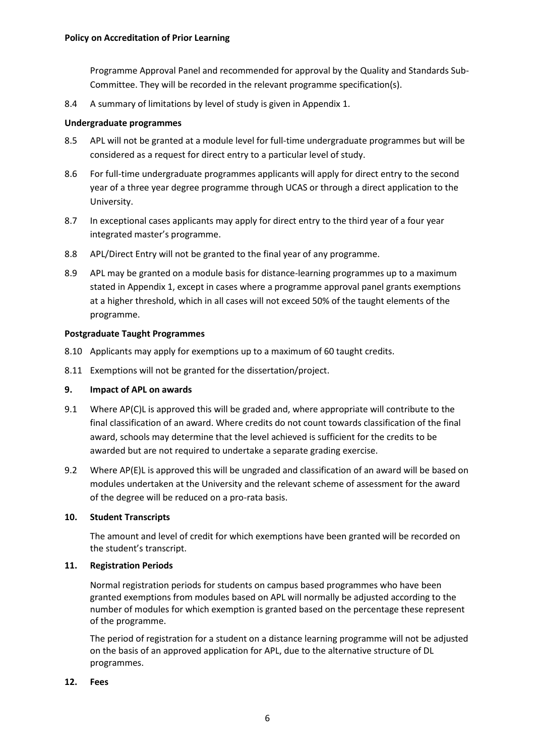Programme Approval Panel and recommended for approval by the Quality and Standards Sub-Committee. They will be recorded in the relevant programme specification(s).

8.4 A summary of limitations by level of study is given in Appendix 1.

**Undergraduate programmes**

8.5 APL will not be granted at a module level for full-time undergraduate programmes but will be considered as a request for direct entry to a particular level of study.

8.6 For full-time undergraduate programmes applicants will apply for direct entry to the second year of a three year degree programme through UCAS or through a direct application to the University.

8.7 In exceptional cases applicants may apply for direct entry to the third year of a four year integrated master's programme.

8.8 APL/Direct Entry will not be granted to the final year of any programme.

8.9 APL may be granted on a module basis for distance-learning programmes up to a maximum stated in Appendix 1, except in cases where a programme approval panel grants exemptions at a higher threshold, which in all cases will not exceed 50% of the taught elements of the programme.

**Postgraduate Taught Programmes**

8.10 Applicants may apply for exemptions up to a maximum of 60 taught credits.

8.11 Exemptions will not be granted for the dissertation/project.

## 9. Impact of APL on awards

9.1 Where AP(C)L is approved this will be graded and, where appropriate will contribute to the final classification of an award. Where credits do not count towards classification of the final award, schools may determine that the level achieved is sufficient for the credits to be awarded but are not required to undertake a separate grading exercise.

9.2 Where AP(E)L is approved this will be ungraded and classification of an award will be based on modules undertaken at the University and the relevant scheme of assessment for the award of the degree will be reduced on a pro-rata basis.

## 10. Student Transcripts

The amount and level of credit for which exemptions have been granted will be recorded on the student's transcript.

## 11. Registration Periods

Normal registration periods for students on campus based programmes who have been granted exemptions from modules based on APL will normally be adjusted according to the number of modules for which exemption is granted based on the percentage these represent of the programme.

The period of registration for a student on a distance learning programme will not be adjusted on the basis of an approved application for APL, due to the alternative structure of DL programmes.

## 12. Fees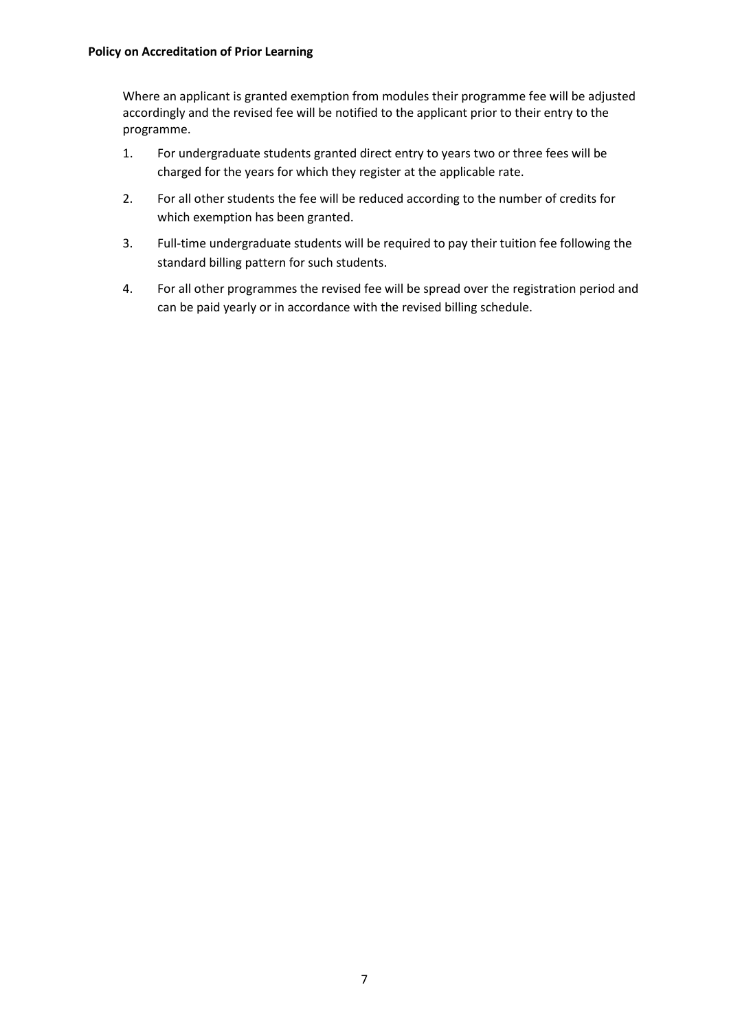Where an applicant is granted exemption from modules their programme fee will be adjusted accordingly and the revised fee will be notified to the applicant prior to their entry to the programme.

1. For undergraduate students granted direct entry to years two or three fees will be charged for the years for which they register at the applicable rate.
2. For all other students the fee will be reduced according to the number of credits for which exemption has been granted.
3. Full-time undergraduate students will be required to pay their tuition fee following the standard billing pattern for such students.
4. For all other programmes the revised fee will be spread over the registration period and can be paid yearly or in accordance with the revised billing schedule.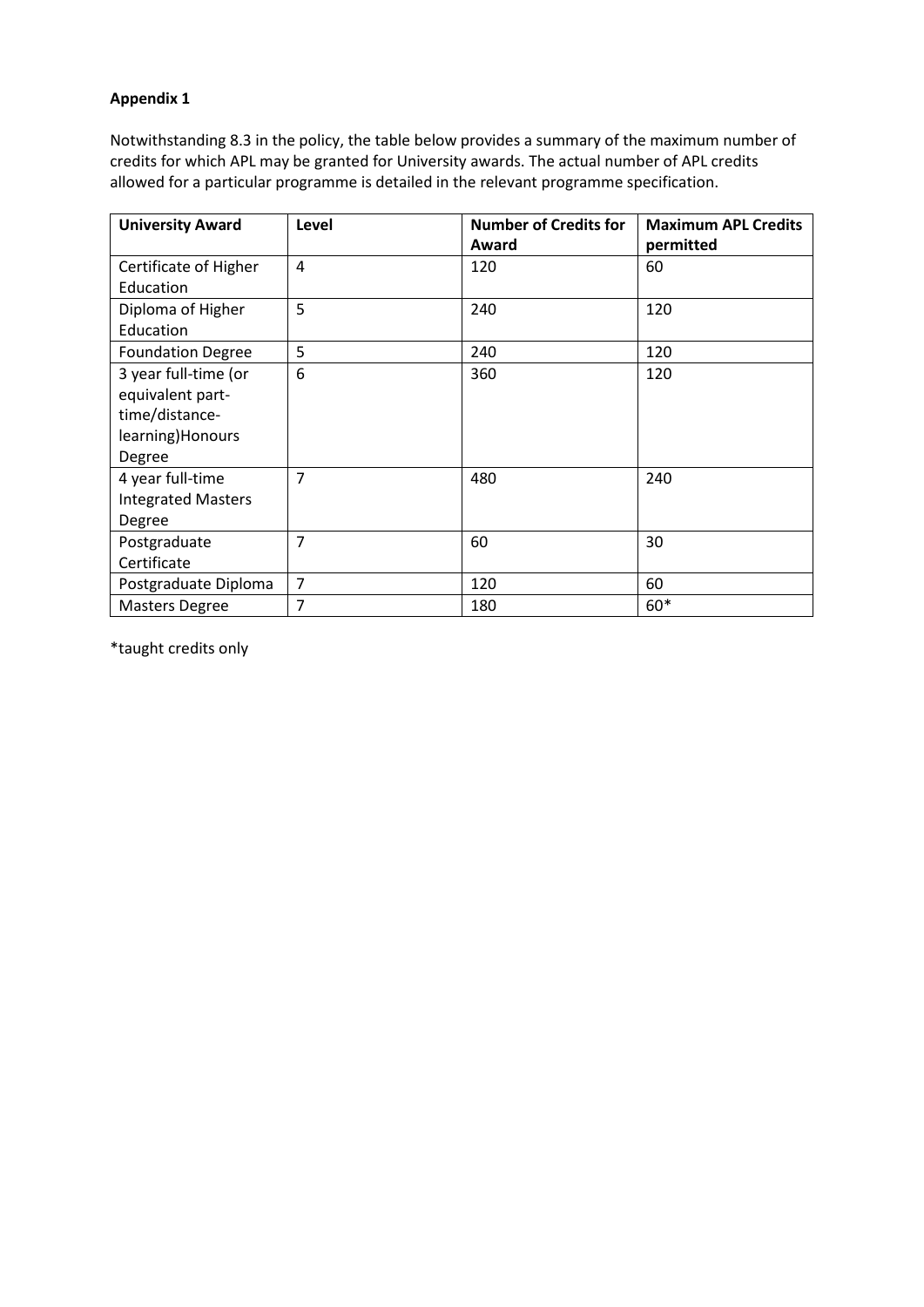**Appendix 1**

Notwithstanding 8.3 in the policy, the table below provides a summary of the maximum number of credits for which APL may be granted for University awards. The actual number of APL credits allowed for a particular programme is detailed in the relevant programme specification.

| University Award | Level | Number of Credits for Award | Maximum APL Credits permitted |
|---|---|---|---|
| Certificate of Higher Education | 4 | 120 | 60 |
| Diploma of Higher Education | 5 | 240 | 120 |
| Foundation Degree | 5 | 240 | 120 |
| 3 year full-time (or equivalent part-time/distance-learning)Honours Degree | 6 | 360 | 120 |
| 4 year full-time Integrated Masters Degree | 7 | 480 | 240 |
| Postgraduate Certificate | 7 | 60 | 30 |
| Postgraduate Diploma | 7 | 120 | 60 |
| Masters Degree | 7 | 180 | 60* |

*taught credits only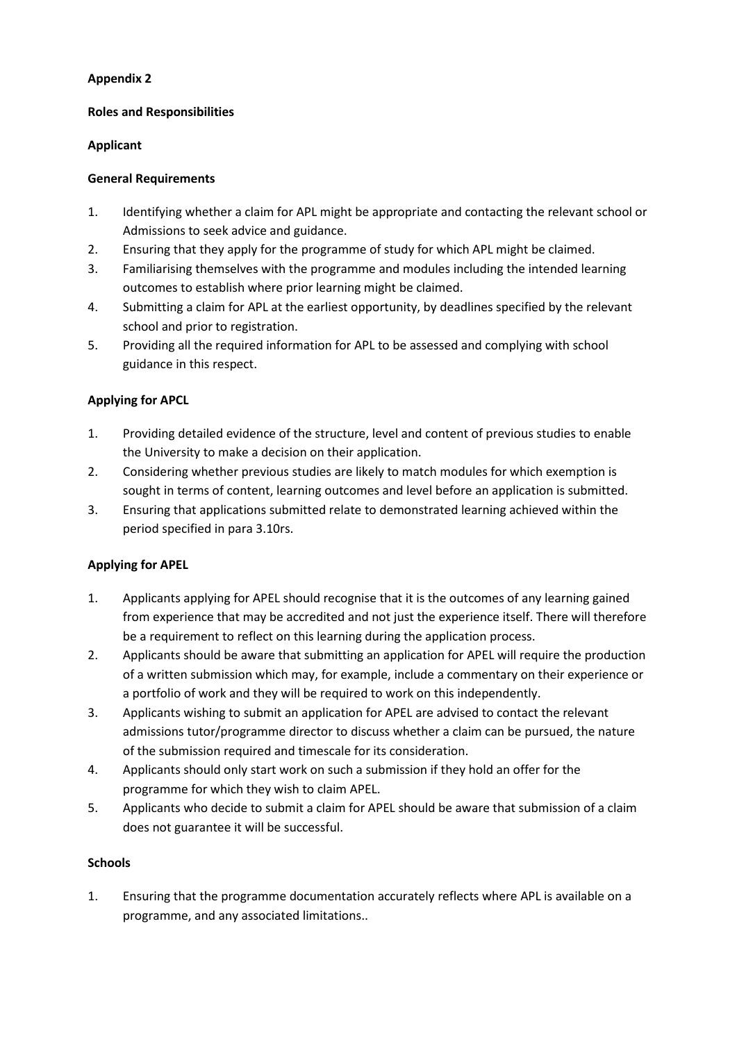**Appendix 2**

**Roles and Responsibilities**

**Applicant**

**General Requirements**

1. Identifying whether a claim for APL might be appropriate and contacting the relevant school or Admissions to seek advice and guidance.
2. Ensuring that they apply for the programme of study for which APL might be claimed.
3. Familiarising themselves with the programme and modules including the intended learning outcomes to establish where prior learning might be claimed.
4. Submitting a claim for APL at the earliest opportunity, by deadlines specified by the relevant school and prior to registration.
5. Providing all the required information for APL to be assessed and complying with school guidance in this respect.

**Applying for APCL**

1. Providing detailed evidence of the structure, level and content of previous studies to enable the University to make a decision on their application.
2. Considering whether previous studies are likely to match modules for which exemption is sought in terms of content, learning outcomes and level before an application is submitted.
3. Ensuring that applications submitted relate to demonstrated learning achieved within the period specified in para 3.10rs.

**Applying for APEL**

1. Applicants applying for APEL should recognise that it is the outcomes of any learning gained from experience that may be accredited and not just the experience itself. There will therefore be a requirement to reflect on this learning during the application process.
2. Applicants should be aware that submitting an application for APEL will require the production of a written submission which may, for example, include a commentary on their experience or a portfolio of work and they will be required to work on this independently.
3. Applicants wishing to submit an application for APEL are advised to contact the relevant admissions tutor/programme director to discuss whether a claim can be pursued, the nature of the submission required and timescale for its consideration.
4. Applicants should only start work on such a submission if they hold an offer for the programme for which they wish to claim APEL.
5. Applicants who decide to submit a claim for APEL should be aware that submission of a claim does not guarantee it will be successful.

**Schools**

1. Ensuring that the programme documentation accurately reflects where APL is available on a programme, and any associated limitations..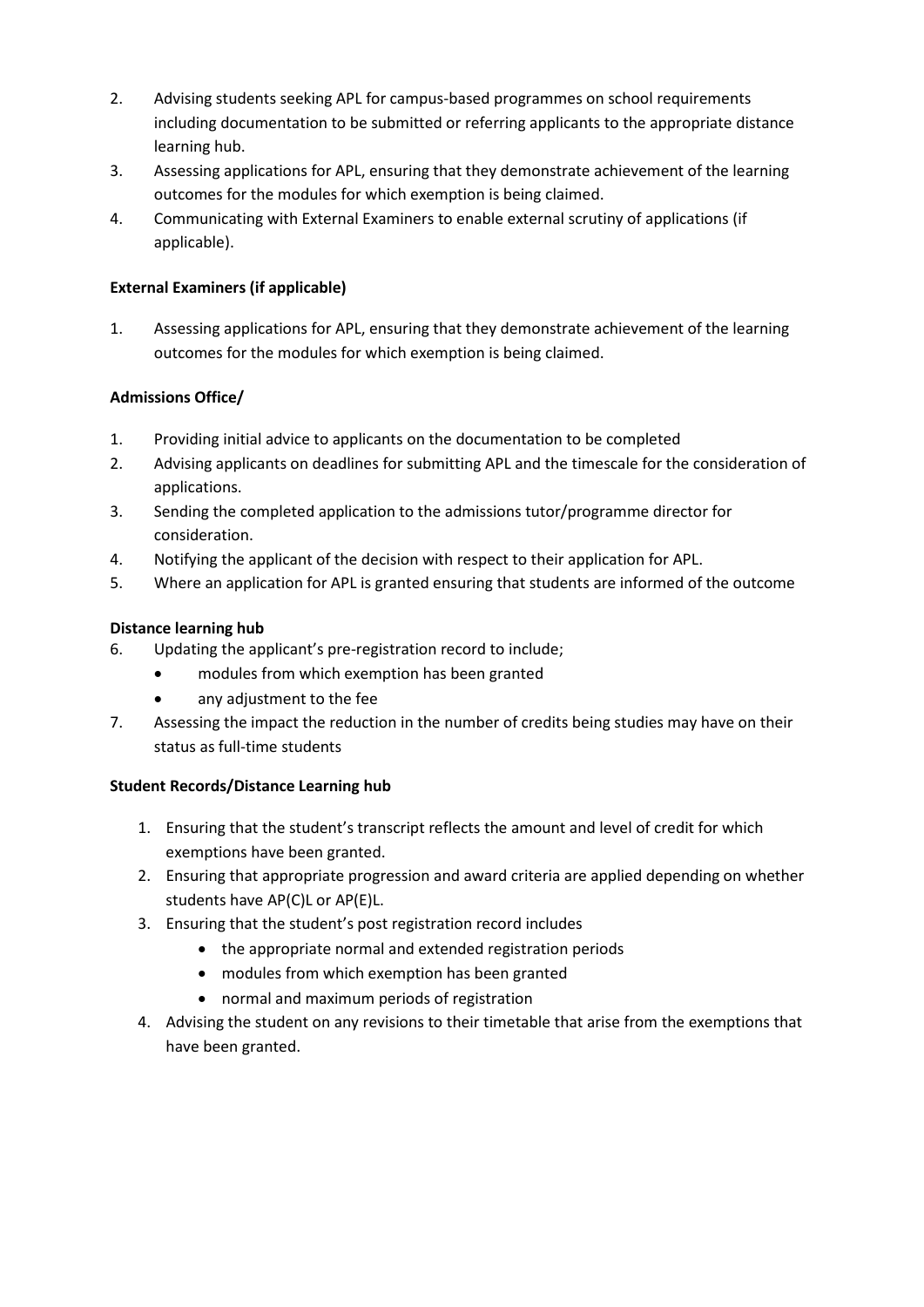2. Advising students seeking APL for campus-based programmes on school requirements including documentation to be submitted or referring applicants to the appropriate distance learning hub.
3. Assessing applications for APL, ensuring that they demonstrate achievement of the learning outcomes for the modules for which exemption is being claimed.
4. Communicating with External Examiners to enable external scrutiny of applications (if applicable).

**External Examiners (if applicable)**

1. Assessing applications for APL, ensuring that they demonstrate achievement of the learning outcomes for the modules for which exemption is being claimed.

**Admissions Office/**

1. Providing initial advice to applicants on the documentation to be completed
2. Advising applicants on deadlines for submitting APL and the timescale for the consideration of applications.
3. Sending the completed application to the admissions tutor/programme director for consideration.
4. Notifying the applicant of the decision with respect to their application for APL.
5. Where an application for APL is granted ensuring that students are informed of the outcome

**Distance learning hub**

6. Updating the applicant's pre-registration record to include;
   - modules from which exemption has been granted
   - any adjustment to the fee
7. Assessing the impact the reduction in the number of credits being studies may have on their status as full-time students

**Student Records/Distance Learning hub**

1. Ensuring that the student's transcript reflects the amount and level of credit for which exemptions have been granted.
2. Ensuring that appropriate progression and award criteria are applied depending on whether students have AP(C)L or AP(E)L.
3. Ensuring that the student's post registration record includes
   - the appropriate normal and extended registration periods
   - modules from which exemption has been granted
   - normal and maximum periods of registration
4. Advising the student on any revisions to their timetable that arise from the exemptions that have been granted.